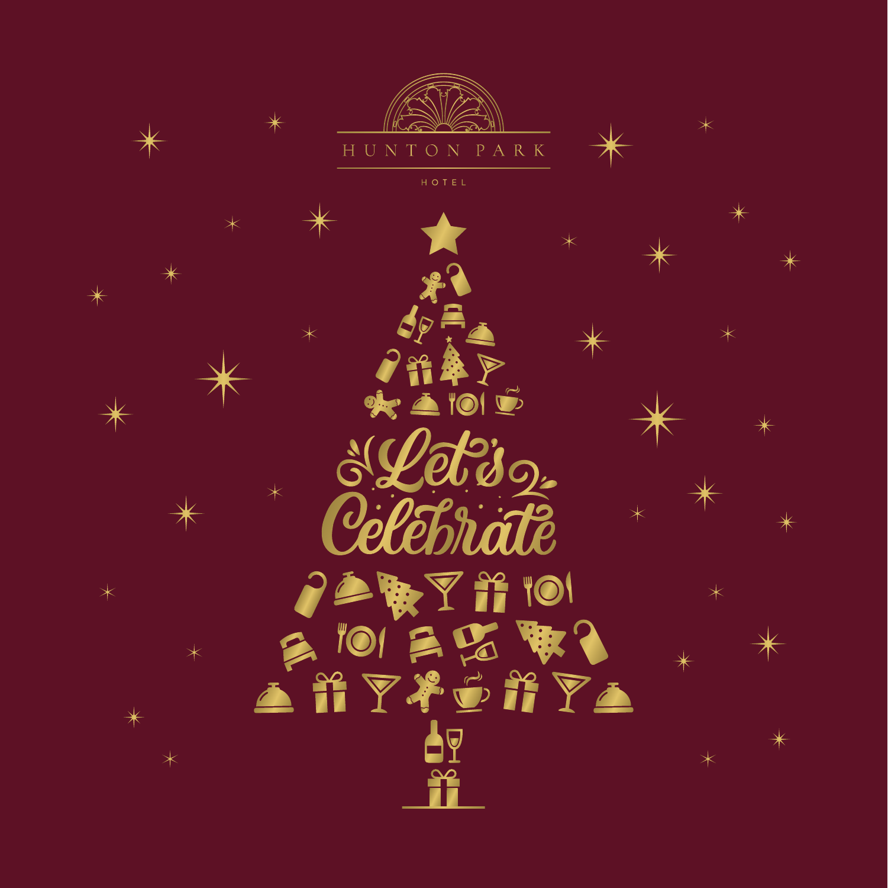HUNTON PARK

HOTEL

# Let's Celebrate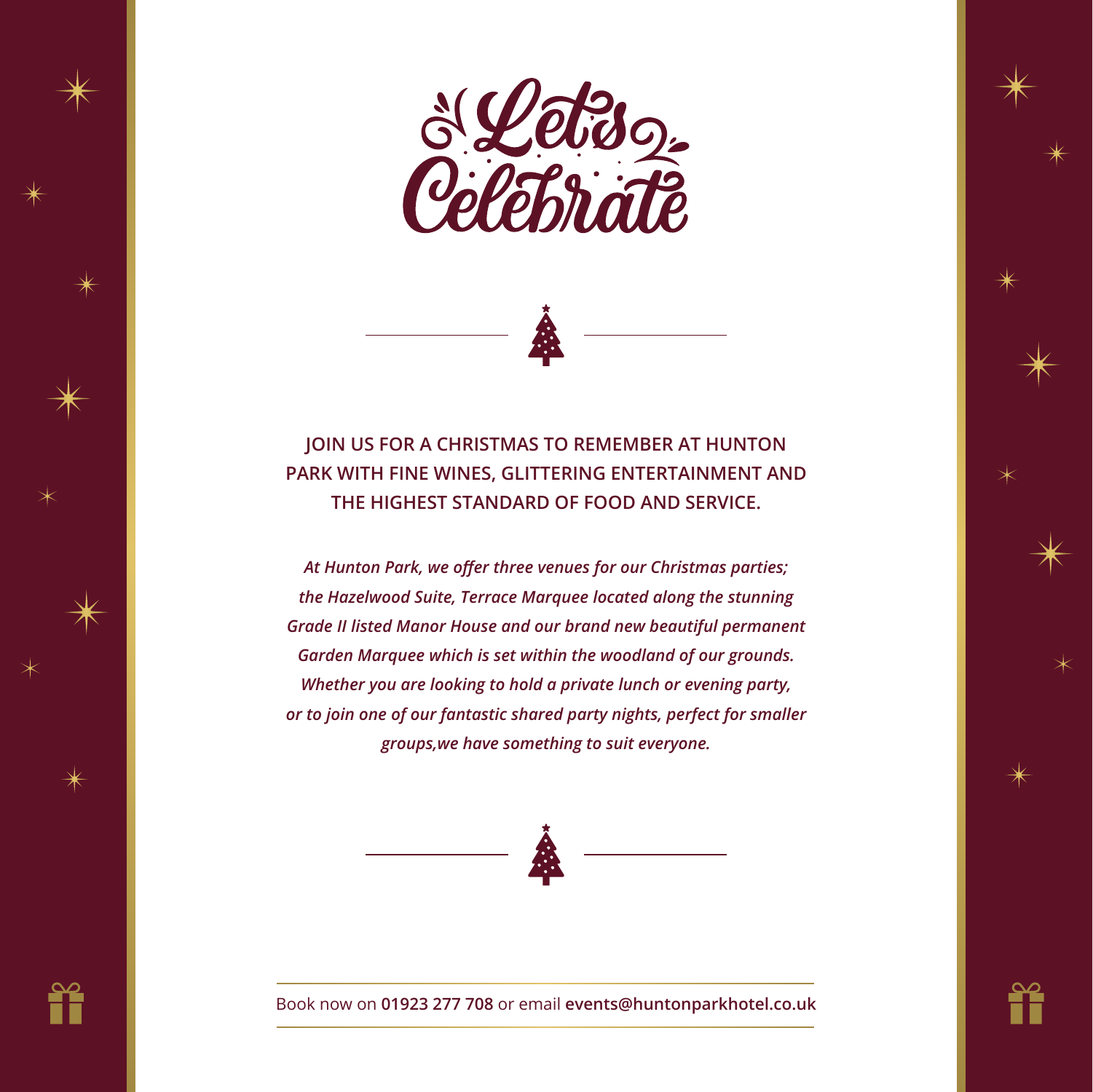# Let's Celebrate

**JOIN US FOR A CHRISTMAS TO REMEMBER AT HUNTON PARK WITH FINE WINES, GLITTERING ENTERTAINMENT AND THE HIGHEST STANDARD OF FOOD AND SERVICE.**

***At Hunton Park, we offer three venues for our Christmas parties; the Hazelwood Suite, Terrace Marquee located along the stunning Grade II listed Manor House and our brand new beautiful permanent Garden Marquee which is set within the woodland of our grounds. Whether you are looking to hold a private lunch or evening party, or to join one of our fantastic shared party nights, perfect for smaller groups,we have something to suit everyone.***

Book now on **01923 277 708** or email **events@huntonparkhotel.co.uk**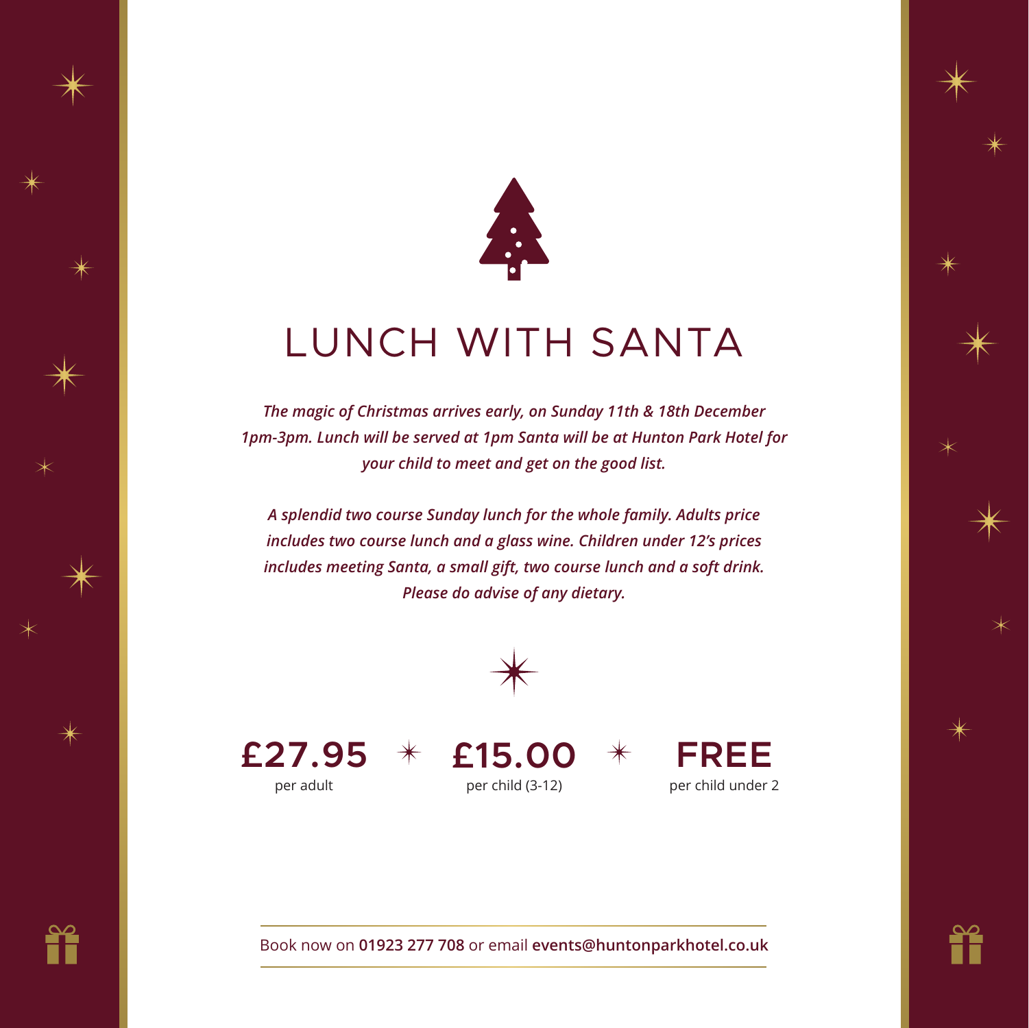# LUNCH WITH SANTA

***The magic of Christmas arrives early, on Sunday 11th & 18th December 1pm-3pm. Lunch will be served at 1pm Santa will be at Hunton Park Hotel for your child to meet and get on the good list.***

***A splendid two course Sunday lunch for the whole family. Adults price includes two course lunch and a glass wine. Children under 12's prices includes meeting Santa, a small gift, two course lunch and a soft drink. Please do advise of any dietary.***

**£27.95**
per adult

**£15.00**
per child (3-12)

**FREE**
per child under 2

Book now on **01923 277 708** or email **events@huntonparkhotel.co.uk**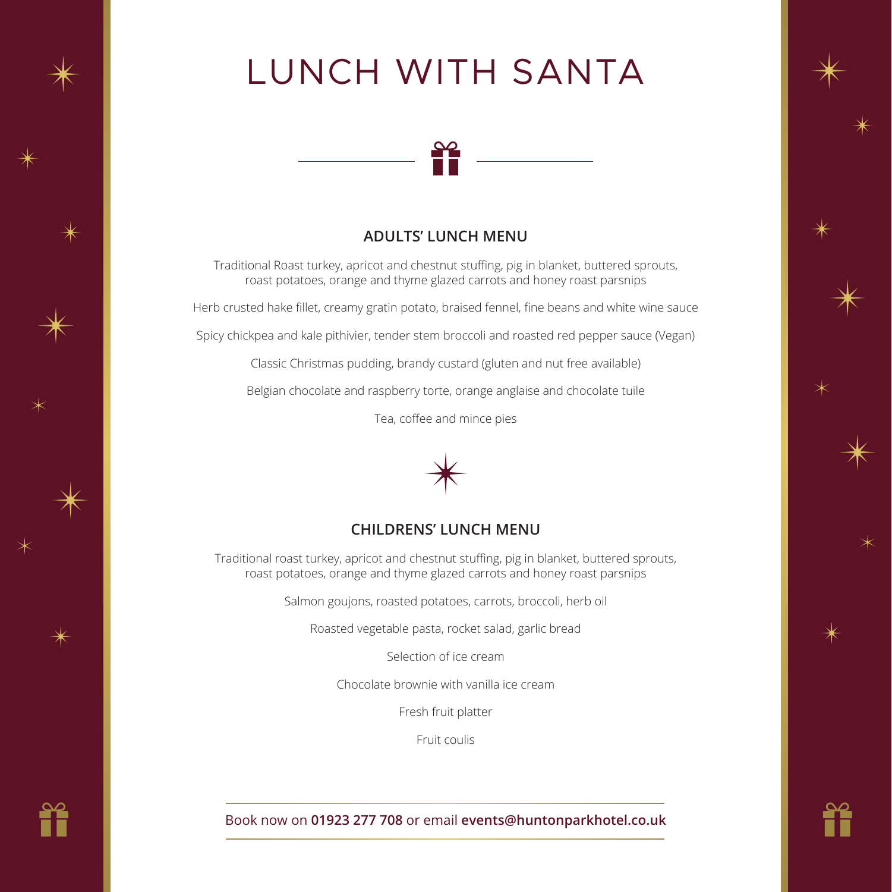# LUNCH WITH SANTA

## ADULTS' LUNCH MENU

Traditional Roast turkey, apricot and chestnut stuffing, pig in blanket, buttered sprouts, roast potatoes, orange and thyme glazed carrots and honey roast parsnips

Herb crusted hake fillet, creamy gratin potato, braised fennel, fine beans and white wine sauce

Spicy chickpea and kale pithivier, tender stem broccoli and roasted red pepper sauce (Vegan)

Classic Christmas pudding, brandy custard (gluten and nut free available)

Belgian chocolate and raspberry torte, orange anglaise and chocolate tuile

Tea, coffee and mince pies

## CHILDRENS' LUNCH MENU

Traditional roast turkey, apricot and chestnut stuffing, pig in blanket, buttered sprouts, roast potatoes, orange and thyme glazed carrots and honey roast parsnips

Salmon goujons, roasted potatoes, carrots, broccoli, herb oil

Roasted vegetable pasta, rocket salad, garlic bread

Selection of ice cream

Chocolate brownie with vanilla ice cream

Fresh fruit platter

Fruit coulis

Book now on **01923 277 708** or email **events@huntonparkhotel.co.uk**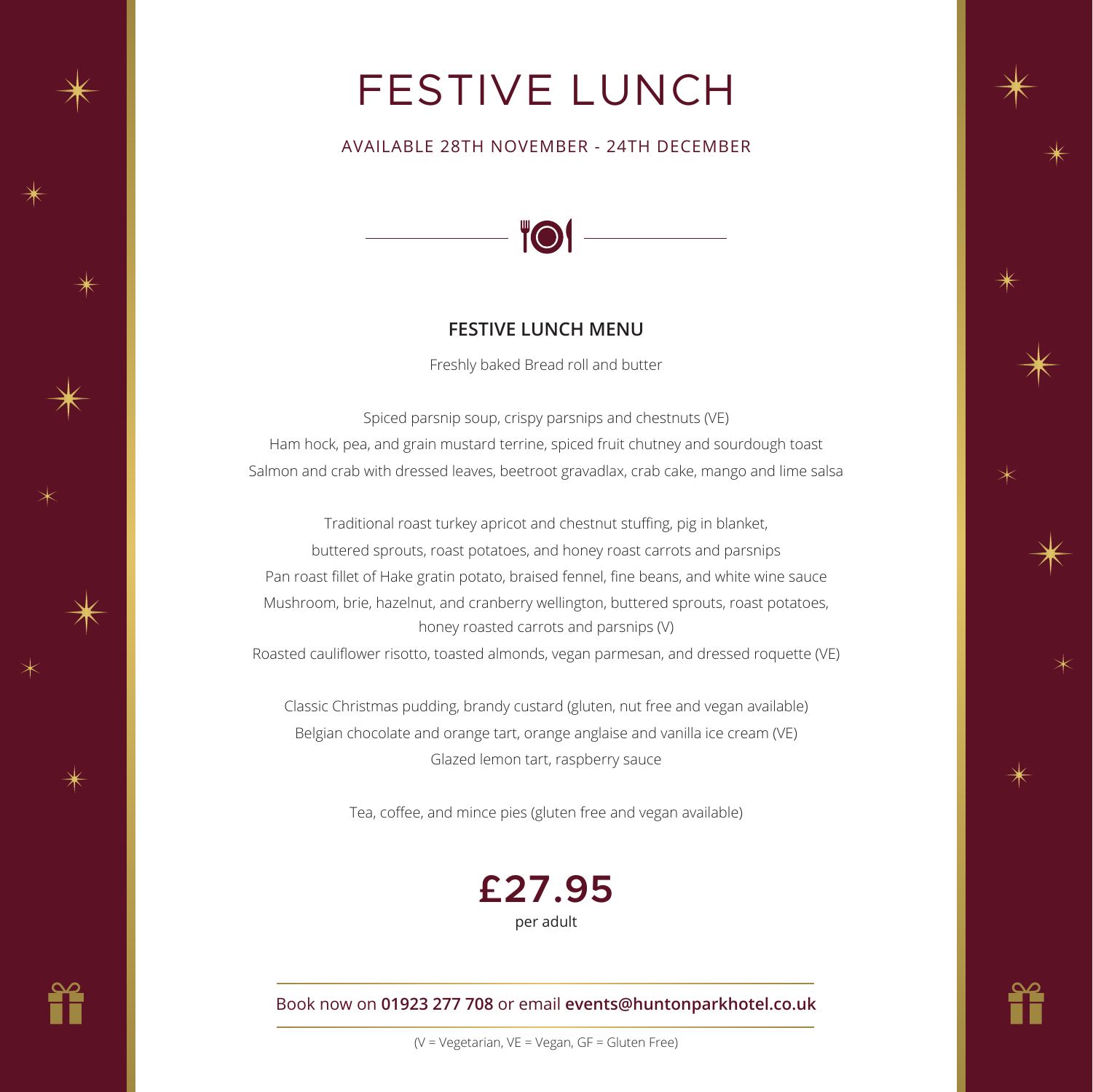# FESTIVE LUNCH

AVAILABLE 28TH NOVEMBER - 24TH DECEMBER

## FESTIVE LUNCH MENU

Freshly baked Bread roll and butter

Spiced parsnip soup, crispy parsnips and chestnuts (VE)
Ham hock, pea, and grain mustard terrine, spiced fruit chutney and sourdough toast
Salmon and crab with dressed leaves, beetroot gravadlax, crab cake, mango and lime salsa

Traditional roast turkey apricot and chestnut stuffing, pig in blanket, buttered sprouts, roast potatoes, and honey roast carrots and parsnips
Pan roast fillet of Hake gratin potato, braised fennel, fine beans, and white wine sauce
Mushroom, brie, hazelnut, and cranberry wellington, buttered sprouts, roast potatoes, honey roasted carrots and parsnips (V)
Roasted cauliflower risotto, toasted almonds, vegan parmesan, and dressed roquette (VE)

Classic Christmas pudding, brandy custard (gluten, nut free and vegan available)
Belgian chocolate and orange tart, orange anglaise and vanilla ice cream (VE)
Glazed lemon tart, raspberry sauce

Tea, coffee, and mince pies (gluten free and vegan available)

**£27.95**
per adult

Book now on **01923 277 708** or email **events@huntonparkhotel.co.uk**

(V = Vegetarian, VE = Vegan, GF = Gluten Free)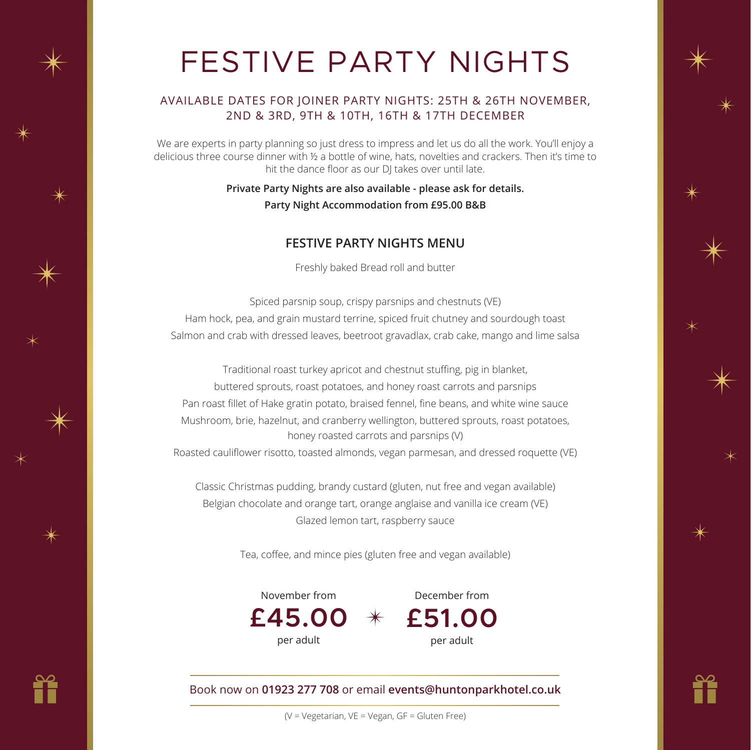# FESTIVE PARTY NIGHTS

AVAILABLE DATES FOR JOINER PARTY NIGHTS: 25TH & 26TH NOVEMBER, 2ND & 3RD, 9TH & 10TH, 16TH & 17TH DECEMBER

We are experts in party planning so just dress to impress and let us do all the work. You'll enjoy a delicious three course dinner with ½ a bottle of wine, hats, novelties and crackers. Then it's time to hit the dance floor as our DJ takes over until late.

**Private Party Nights are also available - please ask for details.**

**Party Night Accommodation from £95.00 B&B**

## FESTIVE PARTY NIGHTS MENU

Freshly baked Bread roll and butter

Spiced parsnip soup, crispy parsnips and chestnuts (VE)

Ham hock, pea, and grain mustard terrine, spiced fruit chutney and sourdough toast

Salmon and crab with dressed leaves, beetroot gravadlax, crab cake, mango and lime salsa

Traditional roast turkey apricot and chestnut stuffing, pig in blanket, buttered sprouts, roast potatoes, and honey roast carrots and parsnips

Pan roast fillet of Hake gratin potato, braised fennel, fine beans, and white wine sauce

Mushroom, brie, hazelnut, and cranberry wellington, buttered sprouts, roast potatoes, honey roasted carrots and parsnips (V)

Roasted cauliflower risotto, toasted almonds, vegan parmesan, and dressed roquette (VE)

Classic Christmas pudding, brandy custard (gluten, nut free and vegan available)

Belgian chocolate and orange tart, orange anglaise and vanilla ice cream (VE)

Glazed lemon tart, raspberry sauce

Tea, coffee, and mince pies (gluten free and vegan available)

November from **£45.00** per adult

December from **£51.00** per adult

Book now on **01923 277 708** or email **events@huntonparkhotel.co.uk**

(V = Vegetarian, VE = Vegan, GF = Gluten Free)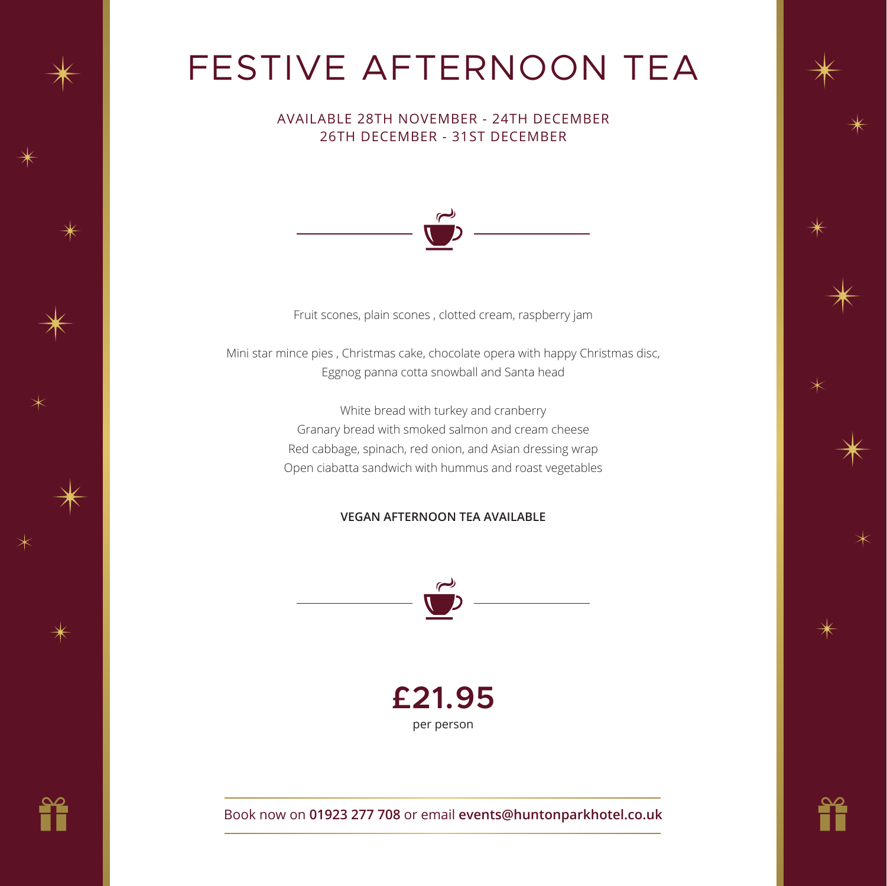# FESTIVE AFTERNOON TEA

AVAILABLE 28TH NOVEMBER - 24TH DECEMBER
26TH DECEMBER - 31ST DECEMBER

Fruit scones, plain scones , clotted cream, raspberry jam

Mini star mince pies , Christmas cake, chocolate opera with happy Christmas disc,
Eggnog panna cotta snowball and Santa head

White bread with turkey and cranberry
Granary bread with smoked salmon and cream cheese
Red cabbage, spinach, red onion, and Asian dressing wrap
Open ciabatta sandwich with hummus and roast vegetables

**VEGAN AFTERNOON TEA AVAILABLE**

**£21.95**
per person

Book now on **01923 277 708** or email **events@huntonparkhotel.co.uk**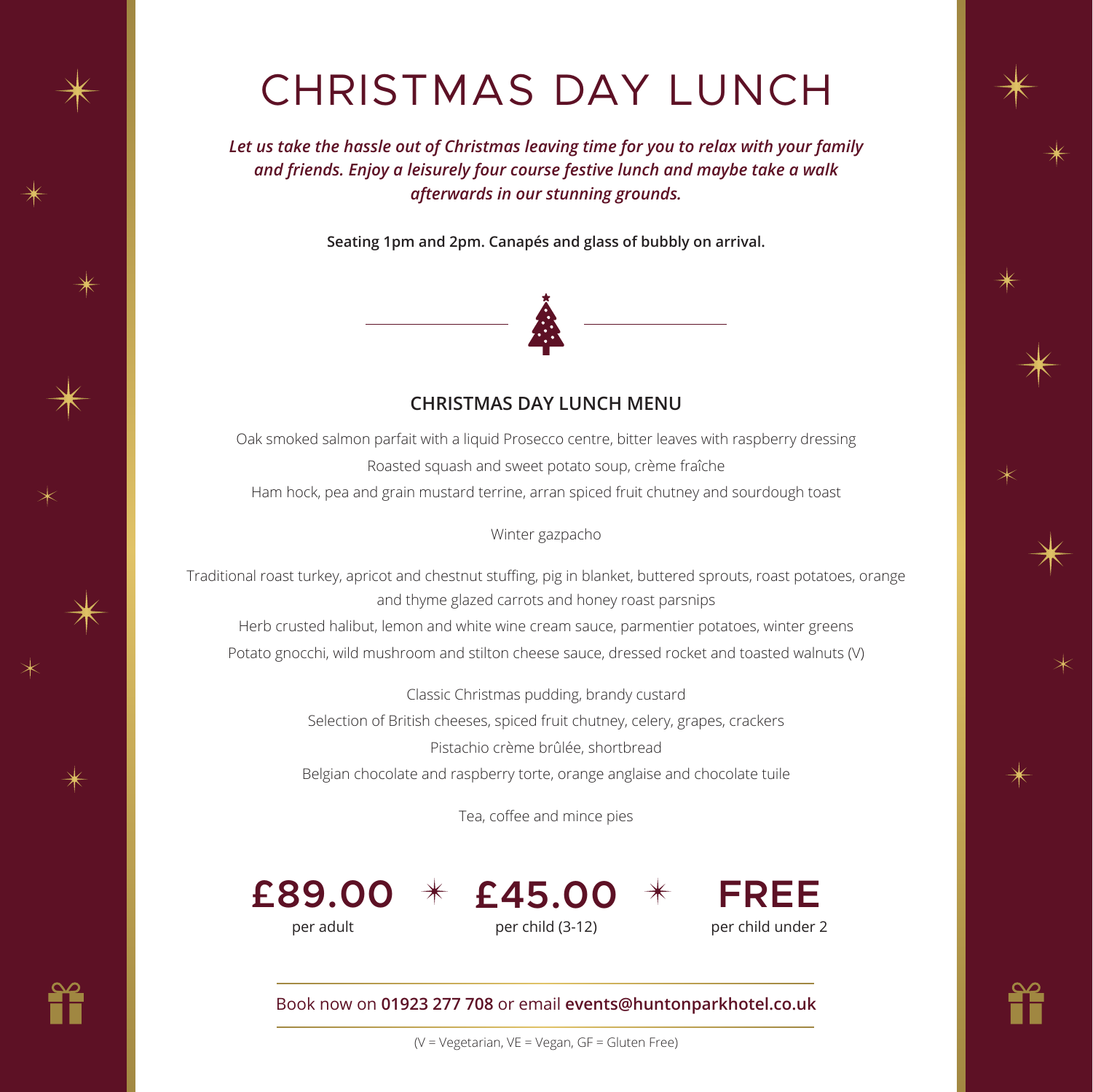# CHRISTMAS DAY LUNCH

***Let us take the hassle out of Christmas leaving time for you to relax with your family and friends. Enjoy a leisurely four course festive lunch and maybe take a walk afterwards in our stunning grounds.***

**Seating 1pm and 2pm. Canapés and glass of bubbly on arrival.**

## CHRISTMAS DAY LUNCH MENU

Oak smoked salmon parfait with a liquid Prosecco centre, bitter leaves with raspberry dressing

Roasted squash and sweet potato soup, crème fraîche

Ham hock, pea and grain mustard terrine, arran spiced fruit chutney and sourdough toast

Winter gazpacho

Traditional roast turkey, apricot and chestnut stuffing, pig in blanket, buttered sprouts, roast potatoes, orange and thyme glazed carrots and honey roast parsnips

Herb crusted halibut, lemon and white wine cream sauce, parmentier potatoes, winter greens

Potato gnocchi, wild mushroom and stilton cheese sauce, dressed rocket and toasted walnuts (V)

Classic Christmas pudding, brandy custard

Selection of British cheeses, spiced fruit chutney, celery, grapes, crackers

Pistachio crème brûlée, shortbread

Belgian chocolate and raspberry torte, orange anglaise and chocolate tuile

Tea, coffee and mince pies

**£89.00** per adult

**£45.00** per child (3-12)

**FREE** per child under 2

Book now on **01923 277 708** or email **events@huntonparkhotel.co.uk**

(V = Vegetarian, VE = Vegan, GF = Gluten Free)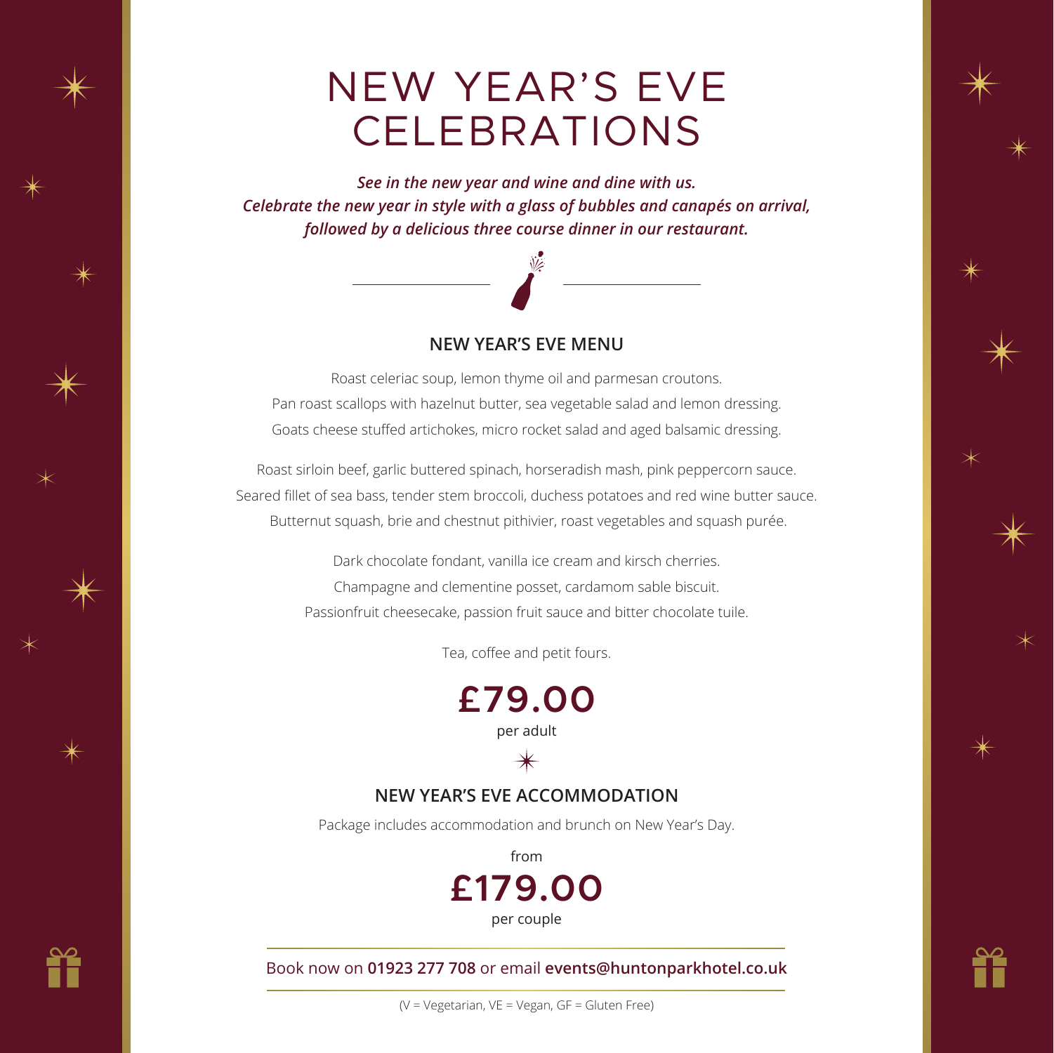# NEW YEAR'S EVE CELEBRATIONS

***See in the new year and wine and dine with us.***
***Celebrate the new year in style with a glass of bubbles and canapés on arrival, followed by a delicious three course dinner in our restaurant.***

## NEW YEAR'S EVE MENU

Roast celeriac soup, lemon thyme oil and parmesan croutons.
Pan roast scallops with hazelnut butter, sea vegetable salad and lemon dressing.
Goats cheese stuffed artichokes, micro rocket salad and aged balsamic dressing.

Roast sirloin beef, garlic buttered spinach, horseradish mash, pink peppercorn sauce.
Seared fillet of sea bass, tender stem broccoli, duchess potatoes and red wine butter sauce.
Butternut squash, brie and chestnut pithivier, roast vegetables and squash purée.

Dark chocolate fondant, vanilla ice cream and kirsch cherries.
Champagne and clementine posset, cardamom sable biscuit.
Passionfruit cheesecake, passion fruit sauce and bitter chocolate tuile.

Tea, coffee and petit fours.

**£79.00**
per adult

## NEW YEAR'S EVE ACCOMMODATION

Package includes accommodation and brunch on New Year's Day.

from
**£179.00**
per couple

Book now on **01923 277 708** or email **events@huntonparkhotel.co.uk**

(V = Vegetarian, VE = Vegan, GF = Gluten Free)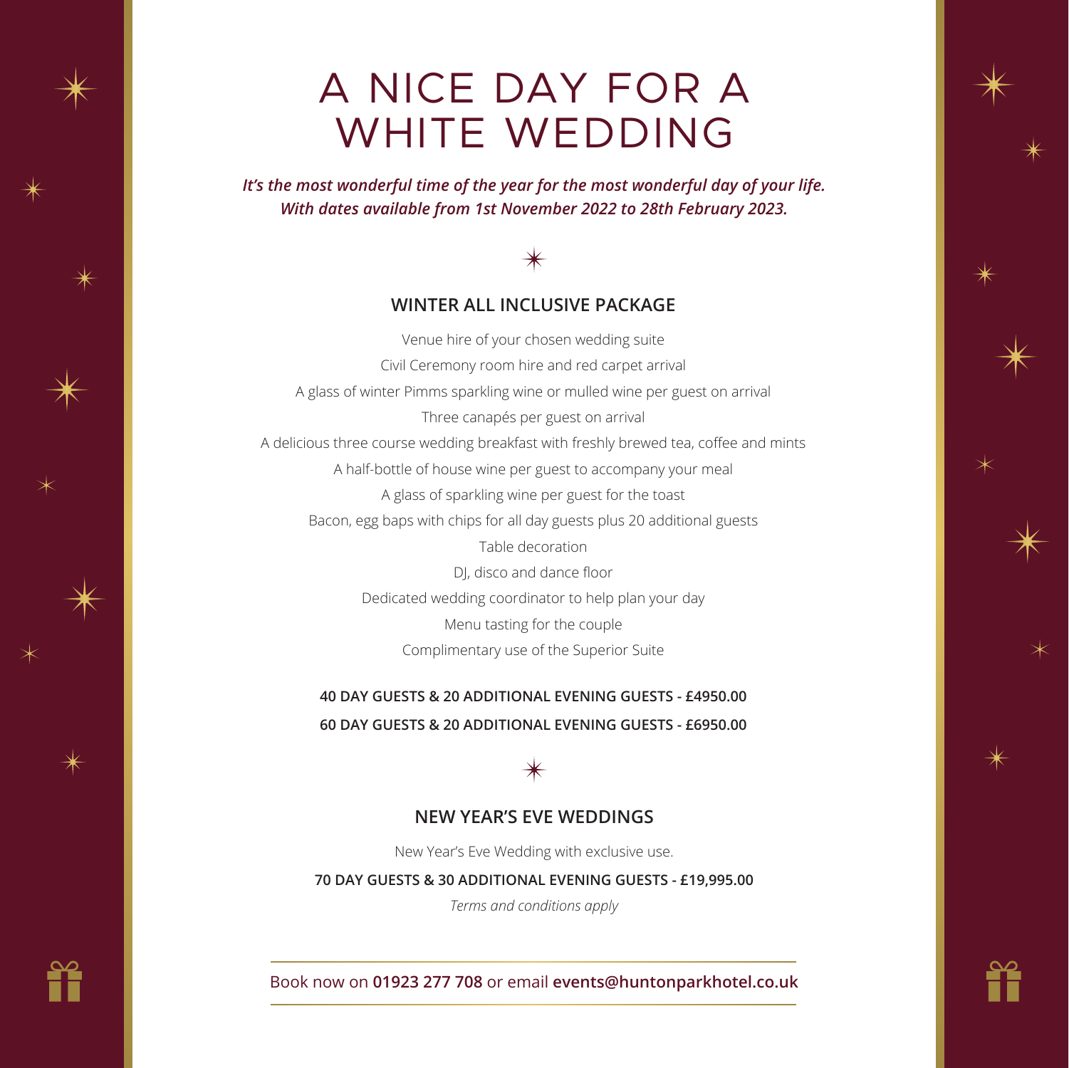# A NICE DAY FOR A WHITE WEDDING

***It's the most wonderful time of the year for the most wonderful day of your life. With dates available from 1st November 2022 to 28th February 2023.***

## WINTER ALL INCLUSIVE PACKAGE

Venue hire of your chosen wedding suite

Civil Ceremony room hire and red carpet arrival

A glass of winter Pimms sparkling wine or mulled wine per guest on arrival

Three canapés per guest on arrival

A delicious three course wedding breakfast with freshly brewed tea, coffee and mints

A half-bottle of house wine per guest to accompany your meal

A glass of sparkling wine per guest for the toast

Bacon, egg baps with chips for all day guests plus 20 additional guests

Table decoration

DJ, disco and dance floor

Dedicated wedding coordinator to help plan your day

Menu tasting for the couple

Complimentary use of the Superior Suite

**40 DAY GUESTS & 20 ADDITIONAL EVENING GUESTS - £4950.00**

**60 DAY GUESTS & 20 ADDITIONAL EVENING GUESTS - £6950.00**

## NEW YEAR'S EVE WEDDINGS

New Year's Eve Wedding with exclusive use.

**70 DAY GUESTS & 30 ADDITIONAL EVENING GUESTS - £19,995.00**

*Terms and conditions apply*

Book now on **01923 277 708** or email **events@huntonparkhotel.co.uk**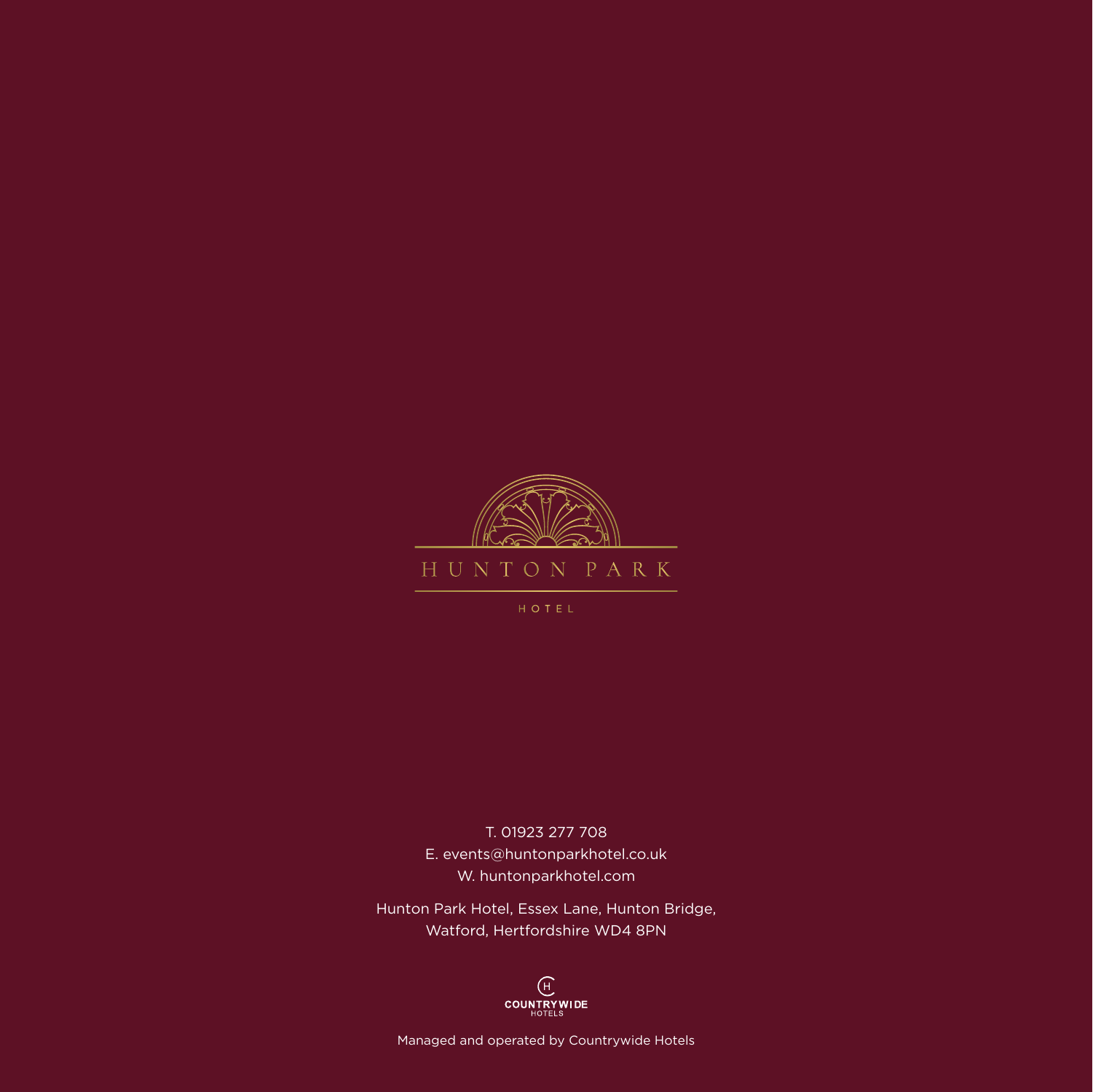HUNTON PARK

HOTEL

T. 01923 277 708
E. events@huntonparkhotel.co.uk
W. huntonparkhotel.com

Hunton Park Hotel, Essex Lane, Hunton Bridge,
Watford, Hertfordshire WD4 8PN

COUNTRYWIDE HOTELS

Managed and operated by Countrywide Hotels